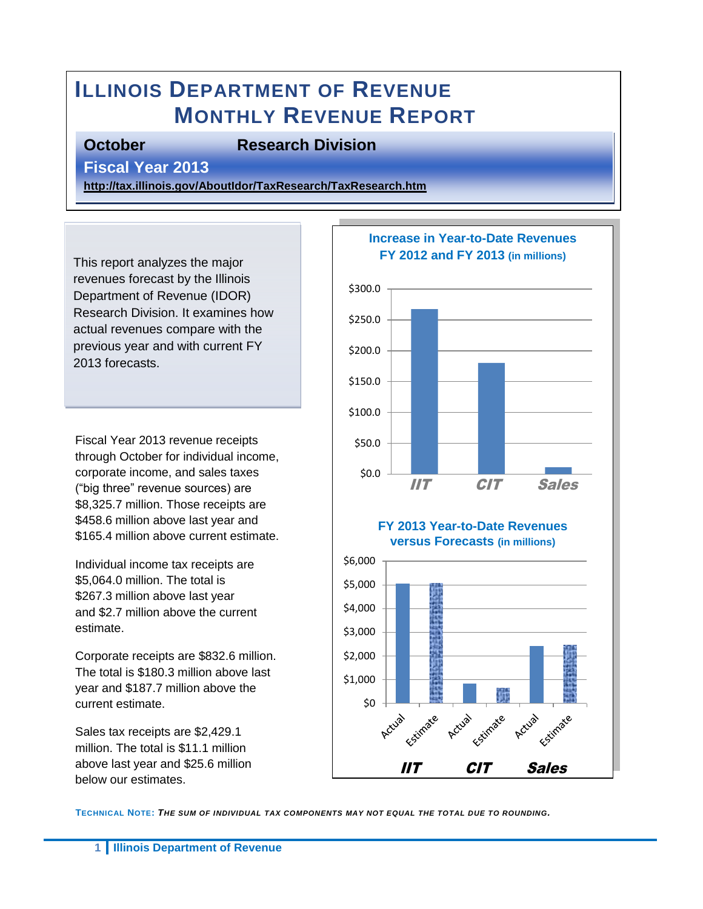# ILLINOIS DEPARTMENT OF REVENUE
# MONTHLY REVENUE REPORT

**October** **Research Division**

**Fiscal Year 2013**

**http://tax.illinois.gov/AboutIdor/TaxResearch/TaxResearch.htm**

This report analyzes the major revenues forecast by the Illinois Department of Revenue (IDOR) Research Division. It examines how actual revenues compare with the previous year and with current FY 2013 forecasts.

Fiscal Year 2013 revenue receipts through October for individual income, corporate income, and sales taxes ("big three" revenue sources) are $8,325.7 million. Those receipts are $458.6 million above last year and $165.4 million above current estimate.

Individual income tax receipts are $5,064.0 million. The total is $267.3 million above last year and $2.7 million above the current estimate.

Corporate receipts are $832.6 million. The total is $180.3 million above last year and $187.7 million above the current estimate.

Sales tax receipts are $2,429.1 million. The total is $11.1 million above last year and $25.6 million below our estimates.

**Increase in Year-to-Date Revenues FY 2012 and FY 2013 (in millions)**

$300.0 / $250.0 / $200.0 / $150.0 / $100.0 / $50.0 / $0.0

IIT | CIT | Sales

**FY 2013 Year-to-Date Revenues versus Forecasts (in millions)**

$6,000 / $5,000 / $4,000 / $3,000 / $2,000 / $1,000 / $0

Actual | Estimate | Actual | Estimate | Actual | Estimate

IIT | CIT | Sales

TECHNICAL NOTE: *THE SUM OF INDIVIDUAL TAX COMPONENTS MAY NOT EQUAL THE TOTAL DUE TO ROUNDING.*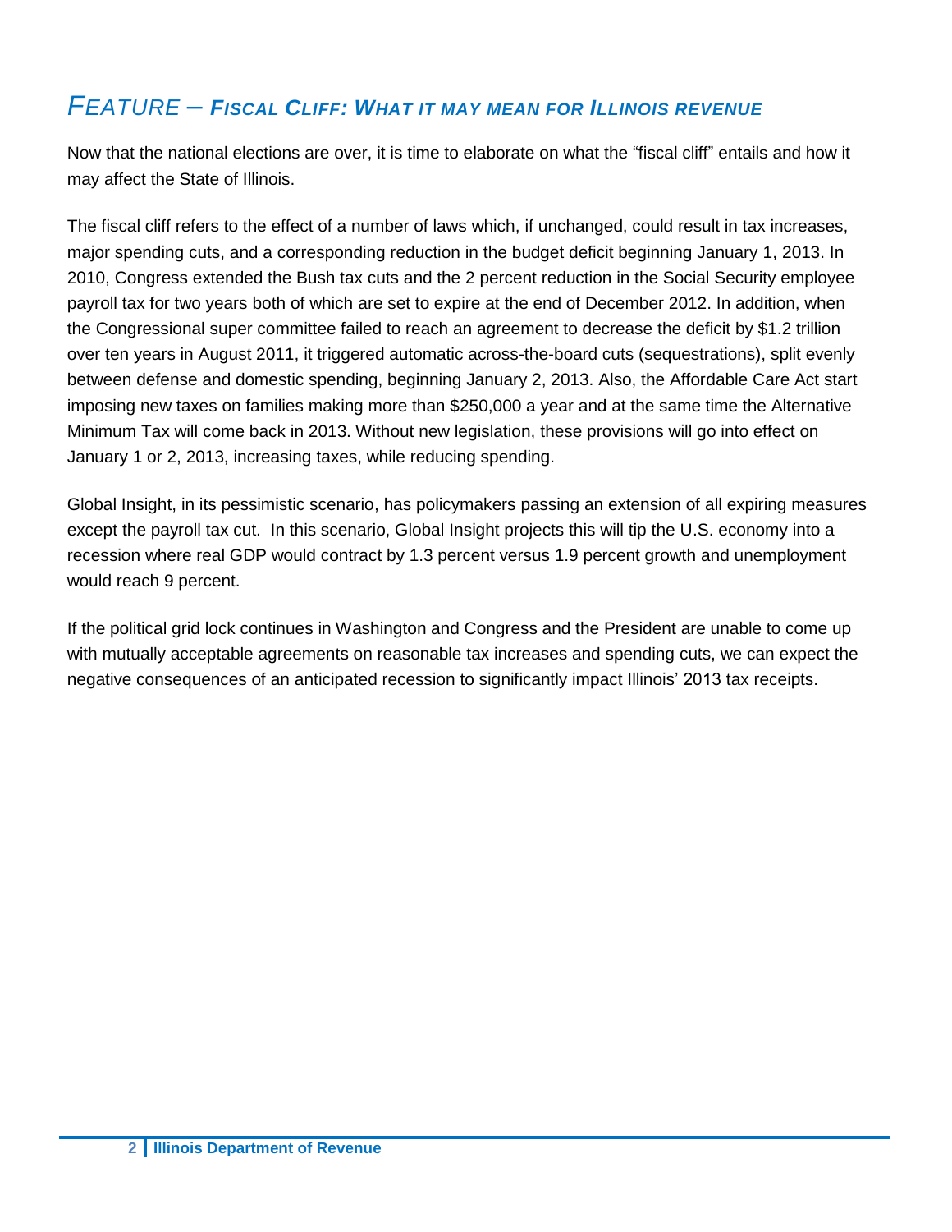## *FEATURE – **FISCAL CLIFF: WHAT IT MAY MEAN FOR ILLINOIS REVENUE***

Now that the national elections are over, it is time to elaborate on what the “fiscal cliff” entails and how it may affect the State of Illinois.

The fiscal cliff refers to the effect of a number of laws which, if unchanged, could result in tax increases, major spending cuts, and a corresponding reduction in the budget deficit beginning January 1, 2013. In 2010, Congress extended the Bush tax cuts and the 2 percent reduction in the Social Security employee payroll tax for two years both of which are set to expire at the end of December 2012. In addition, when the Congressional super committee failed to reach an agreement to decrease the deficit by $1.2 trillion over ten years in August 2011, it triggered automatic across-the-board cuts (sequestrations), split evenly between defense and domestic spending, beginning January 2, 2013. Also, the Affordable Care Act start imposing new taxes on families making more than $250,000 a year and at the same time the Alternative Minimum Tax will come back in 2013. Without new legislation, these provisions will go into effect on January 1 or 2, 2013, increasing taxes, while reducing spending.

Global Insight, in its pessimistic scenario, has policymakers passing an extension of all expiring measures except the payroll tax cut. In this scenario, Global Insight projects this will tip the U.S. economy into a recession where real GDP would contract by 1.3 percent versus 1.9 percent growth and unemployment would reach 9 percent.

If the political grid lock continues in Washington and Congress and the President are unable to come up with mutually acceptable agreements on reasonable tax increases and spending cuts, we can expect the negative consequences of an anticipated recession to significantly impact Illinois’ 2013 tax receipts.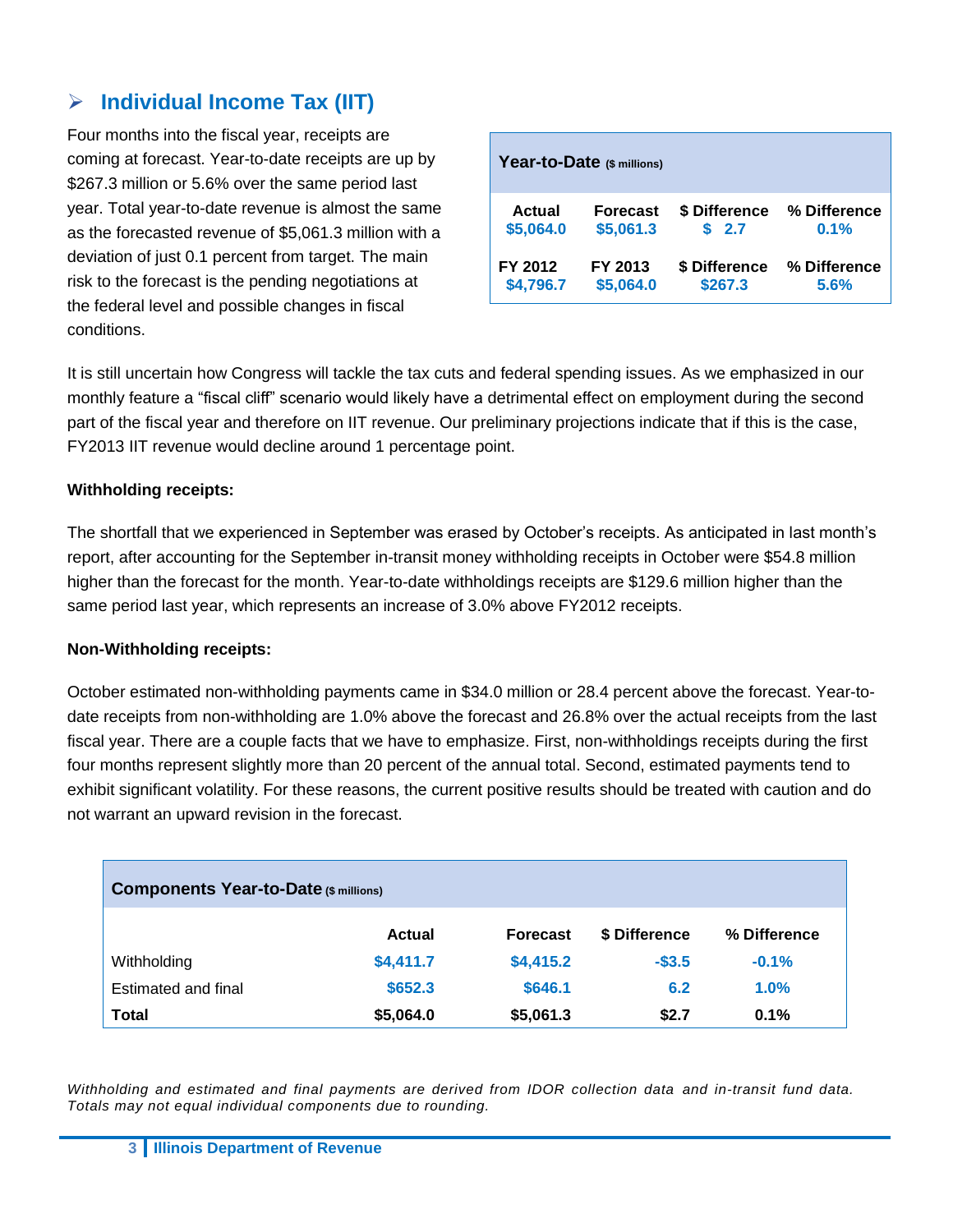## Individual Income Tax (IIT)

Four months into the fiscal year, receipts are coming at forecast. Year-to-date receipts are up by $267.3 million or 5.6% over the same period last year. Total year-to-date revenue is almost the same as the forecasted revenue of $5,061.3 million with a deviation of just 0.1 percent from target. The main risk to the forecast is the pending negotiations at the federal level and possible changes in fiscal conditions.

**Year-to-Date** ($ millions)

| Actual | Forecast | $ Difference | % Difference |
|---|---|---|---|
| $5,064.0 | $5,061.3 | $ 2.7 | 0.1% |
| **FY 2012** | **FY 2013** | **$ Difference** | **% Difference** |
| $4,796.7 | $5,064.0 | $267.3 | 5.6% |

It is still uncertain how Congress will tackle the tax cuts and federal spending issues. As we emphasized in our monthly feature a "fiscal cliff" scenario would likely have a detrimental effect on employment during the second part of the fiscal year and therefore on IIT revenue. Our preliminary projections indicate that if this is the case, FY2013 IIT revenue would decline around 1 percentage point.

**Withholding receipts:**

The shortfall that we experienced in September was erased by October's receipts. As anticipated in last month's report, after accounting for the September in-transit money withholding receipts in October were $54.8 million higher than the forecast for the month. Year-to-date withholdings receipts are $129.6 million higher than the same period last year, which represents an increase of 3.0% above FY2012 receipts.

**Non-Withholding receipts:**

October estimated non-withholding payments came in $34.0 million or 28.4 percent above the forecast. Year-to-date receipts from non-withholding are 1.0% above the forecast and 26.8% over the actual receipts from the last fiscal year. There are a couple facts that we have to emphasize. First, non-withholdings receipts during the first four months represent slightly more than 20 percent of the annual total. Second, estimated payments tend to exhibit significant volatility. For these reasons, the current positive results should be treated with caution and do not warrant an upward revision in the forecast.

**Components Year-to-Date** ($ millions)

| | Actual | Forecast | $ Difference | % Difference |
|---|---|---|---|---|
| Withholding | $4,411.7 | $4,415.2 | -$3.5 | -0.1% |
| Estimated and final | $652.3 | $646.1 | 6.2 | 1.0% |
| **Total** | **$5,064.0** | **$5,061.3** | **$2.7** | **0.1%** |

*Withholding and estimated and final payments are derived from IDOR collection data and in-transit fund data. Totals may not equal individual components due to rounding.*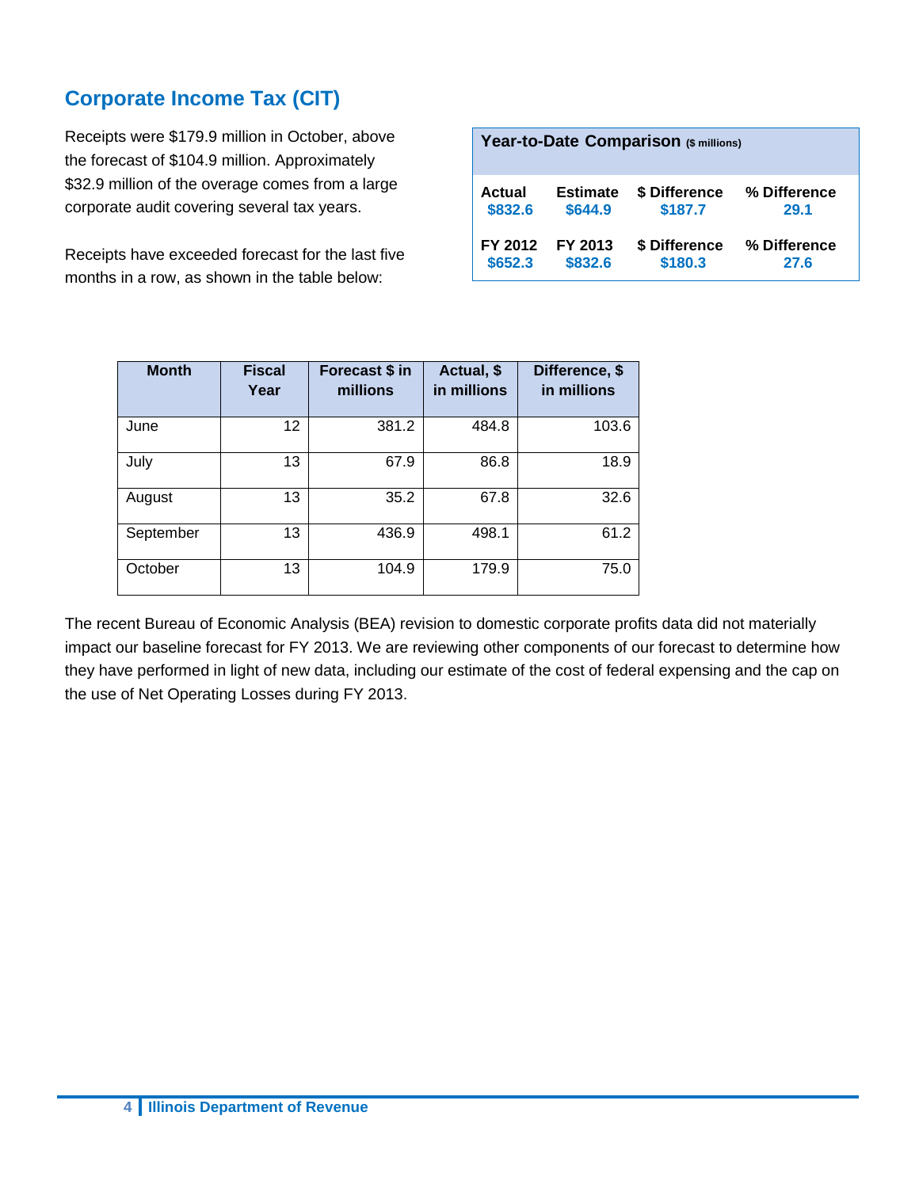## Corporate Income Tax (CIT)

Receipts were $179.9 million in October, above the forecast of $104.9 million. Approximately $32.9 million of the overage comes from a large corporate audit covering several tax years.

Receipts have exceeded forecast for the last five months in a row, as shown in the table below:

**Year-to-Date Comparison** ($ millions)

| Actual | Estimate | $ Difference | % Difference |
|---|---|---|---|
| $832.6 | $644.9 | $187.7 | 29.1 |
| **FY 2012** | **FY 2013** | **$ Difference** | **% Difference** |
| $652.3 | $832.6 | $180.3 | 27.6 |

| Month | Fiscal Year | Forecast $ in millions | Actual, $ in millions | Difference, $ in millions |
|---|---|---|---|---|
| June | 12 | 381.2 | 484.8 | 103.6 |
| July | 13 | 67.9 | 86.8 | 18.9 |
| August | 13 | 35.2 | 67.8 | 32.6 |
| September | 13 | 436.9 | 498.1 | 61.2 |
| October | 13 | 104.9 | 179.9 | 75.0 |

The recent Bureau of Economic Analysis (BEA) revision to domestic corporate profits data did not materially impact our baseline forecast for FY 2013. We are reviewing other components of our forecast to determine how they have performed in light of new data, including our estimate of the cost of federal expensing and the cap on the use of Net Operating Losses during FY 2013.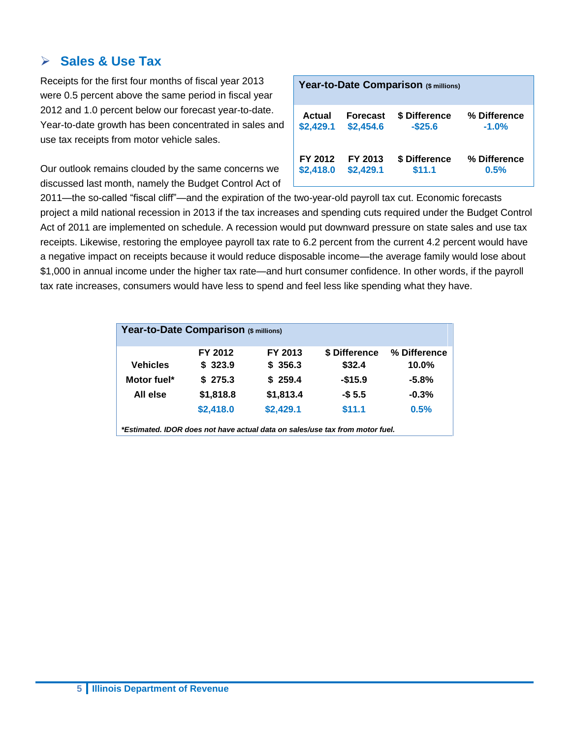## ➢ Sales & Use Tax

Receipts for the first four months of fiscal year 2013 were 0.5 percent above the same period in fiscal year 2012 and 1.0 percent below our forecast year-to-date. Year-to-date growth has been concentrated in sales and use tax receipts from motor vehicle sales.

| **Year-to-Date Comparison** ($ millions) | | | |
|---|---|---|---|
| **Actual** | **Forecast** | **$ Difference** | **% Difference** |
| $2,429.1 | $2,454.6 | -$25.6 | -1.0% |
| **FY 2012** | **FY 2013** | **$ Difference** | **% Difference** |
| $2,418.0 | $2,429.1 | $11.1 | 0.5% |

Our outlook remains clouded by the same concerns we discussed last month, namely the Budget Control Act of 2011—the so-called "fiscal cliff"—and the expiration of the two-year-old payroll tax cut. Economic forecasts project a mild national recession in 2013 if the tax increases and spending cuts required under the Budget Control Act of 2011 are implemented on schedule. A recession would put downward pressure on state sales and use tax receipts. Likewise, restoring the employee payroll tax rate to 6.2 percent from the current 4.2 percent would have a negative impact on receipts because it would reduce disposable income—the average family would lose about $1,000 in annual income under the higher tax rate—and hurt consumer confidence. In other words, if the payroll tax rate increases, consumers would have less to spend and feel less like spending what they have.

| **Year-to-Date Comparison** ($ millions) | | | | |
|---|---|---|---|---|
| | **FY 2012** | **FY 2013** | **$ Difference** | **% Difference** |
| **Vehicles** | $ 323.9 | $ 356.3 | $32.4 | 10.0% |
| **Motor fuel*** | $ 275.3 | $ 259.4 | -$15.9 | -5.8% |
| **All else** | $1,818.8 | $1,813.4 | -$ 5.5 | -0.3% |
| | $2,418.0 | $2,429.1 | $11.1 | 0.5% |

*\*Estimated. IDOR does not have actual data on sales/use tax from motor fuel.*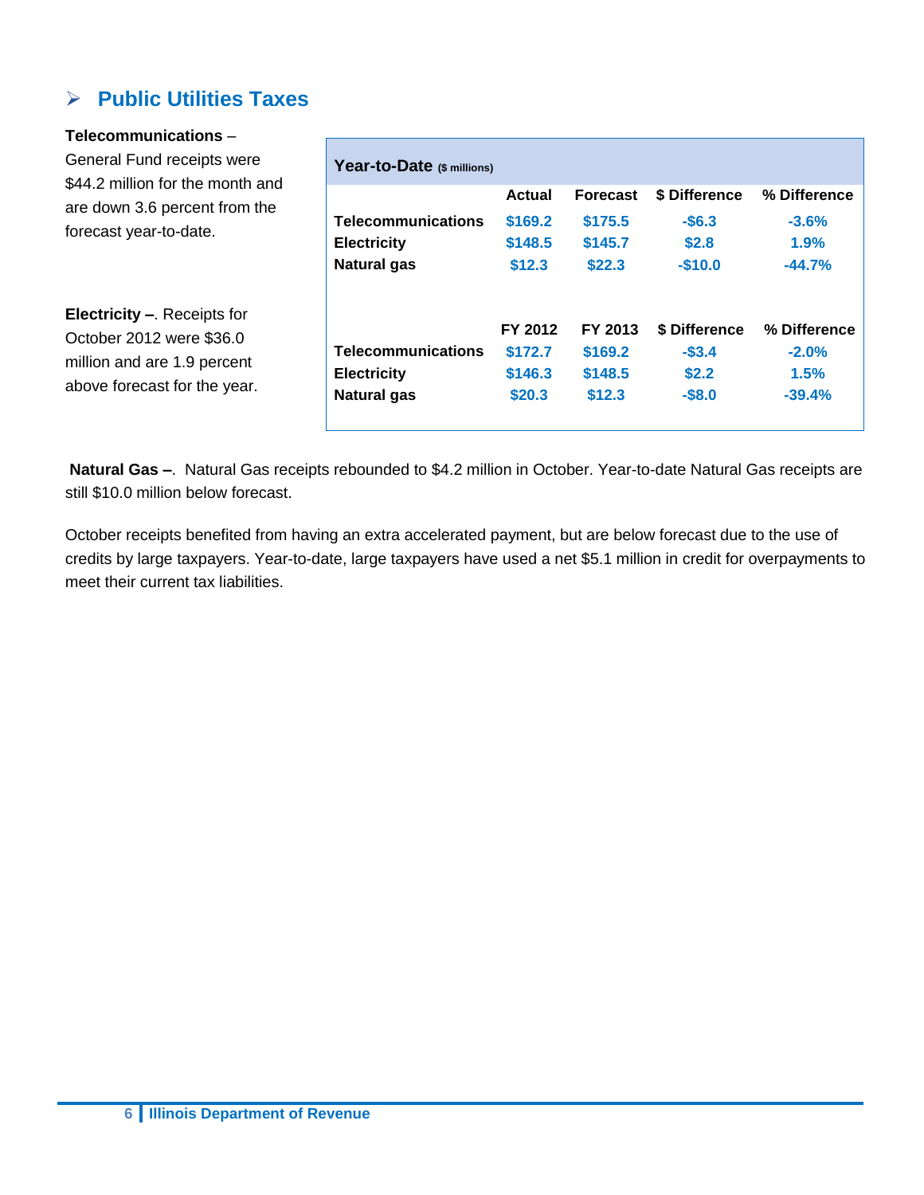## ➢ Public Utilities Taxes

**Telecommunications** – General Fund receipts were $44.2 million for the month and are down 3.6 percent from the forecast year-to-date.

**Electricity –**. Receipts for October 2012 were $36.0 million and are 1.9 percent above forecast for the year.

**Year-to-Date** ($ millions)

| | Actual | Forecast | $ Difference | % Difference |
|---|---|---|---|---|
| **Telecommunications** | $169.2 | $175.5 | -$6.3 | -3.6% |
| **Electricity** | $148.5 | $145.7 | $2.8 | 1.9% |
| **Natural gas** | $12.3 | $22.3 | -$10.0 | -44.7% |
| | **FY 2012** | **FY 2013** | **$ Difference** | **% Difference** |
| **Telecommunications** | $172.7 | $169.2 | -$3.4 | -2.0% |
| **Electricity** | $146.3 | $148.5 | $2.2 | 1.5% |
| **Natural gas** | $20.3 | $12.3 | -$8.0 | -39.4% |

**Natural Gas –**. Natural Gas receipts rebounded to $4.2 million in October. Year-to-date Natural Gas receipts are still $10.0 million below forecast.

October receipts benefited from having an extra accelerated payment, but are below forecast due to the use of credits by large taxpayers. Year-to-date, large taxpayers have used a net $5.1 million in credit for overpayments to meet their current tax liabilities.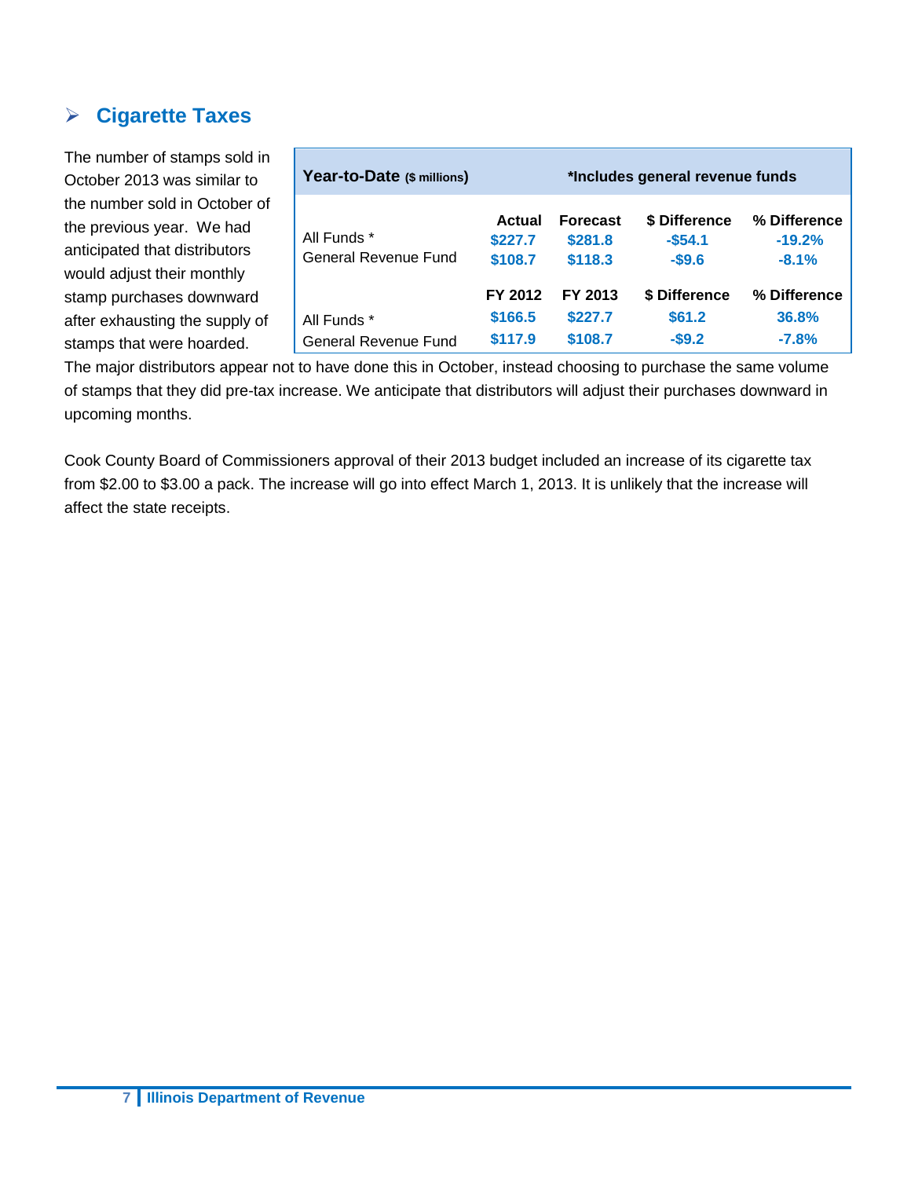## Cigarette Taxes

| Year-to-Date ($ millions) | | *Includes general revenue funds | | |
|---|---|---|---|---|
| | Actual | Forecast | $ Difference | % Difference |
| All Funds * | $227.7 | $281.8 | -$54.1 | -19.2% |
| General Revenue Fund | $108.7 | $118.3 | -$9.6 | -8.1% |
| | FY 2012 | FY 2013 | $ Difference | % Difference |
| All Funds * | $166.5 | $227.7 | $61.2 | 36.8% |
| General Revenue Fund | $117.9 | $108.7 | -$9.2 | -7.8% |

The number of stamps sold in October 2013 was similar to the number sold in October of the previous year. We had anticipated that distributors would adjust their monthly stamp purchases downward after exhausting the supply of stamps that were hoarded. The major distributors appear not to have done this in October, instead choosing to purchase the same volume of stamps that they did pre-tax increase. We anticipate that distributors will adjust their purchases downward in upcoming months.

Cook County Board of Commissioners approval of their 2013 budget included an increase of its cigarette tax from $2.00 to $3.00 a pack. The increase will go into effect March 1, 2013. It is unlikely that the increase will affect the state receipts.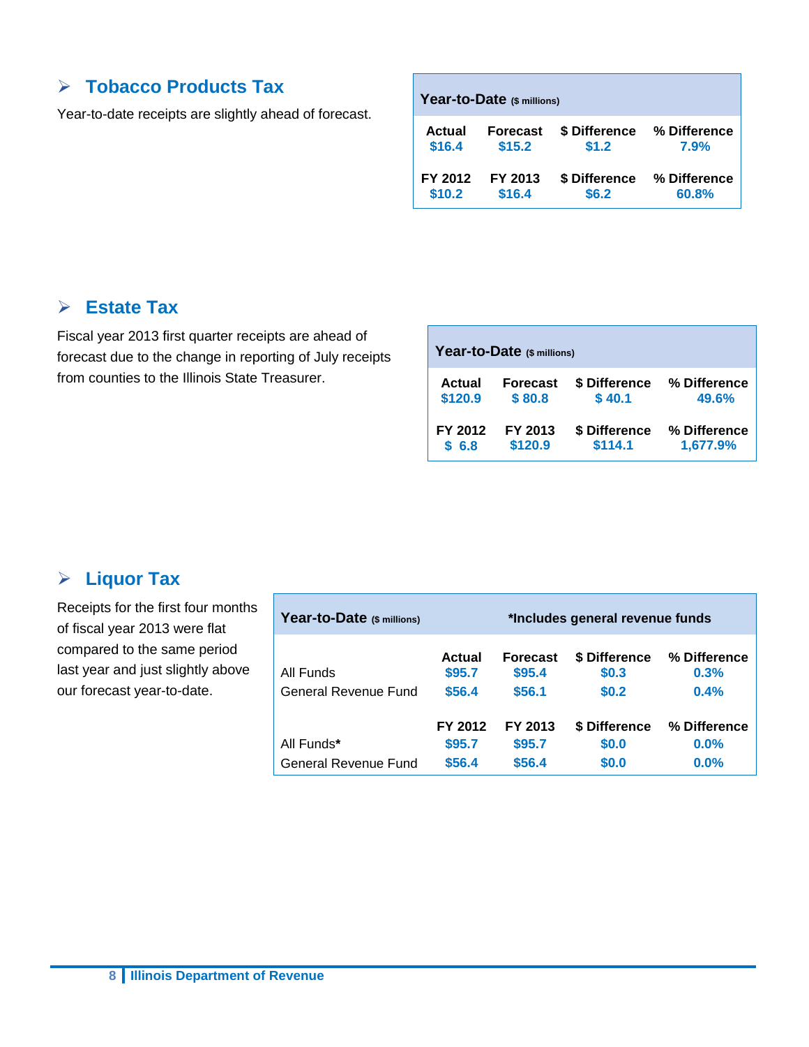## Tobacco Products Tax

Year-to-date receipts are slightly ahead of forecast.

| Year-to-Date ($ millions) | | | |
|---|---|---|---|
| **Actual** | **Forecast** | **$ Difference** | **% Difference** |
| $16.4 | $15.2 | $1.2 | 7.9% |
| **FY 2012** | **FY 2013** | **$ Difference** | **% Difference** |
| $10.2 | $16.4 | $6.2 | 60.8% |

## Estate Tax

Fiscal year 2013 first quarter receipts are ahead of forecast due to the change in reporting of July receipts from counties to the Illinois State Treasurer.

| Year-to-Date ($ millions) | | | |
|---|---|---|---|
| **Actual** | **Forecast** | **$ Difference** | **% Difference** |
| $120.9 | $ 80.8 | $ 40.1 | 49.6% |
| **FY 2012** | **FY 2013** | **$ Difference** | **% Difference** |
| $ 6.8 | $120.9 | $114.1 | 1,677.9% |

## Liquor Tax

Receipts for the first four months of fiscal year 2013 were flat compared to the same period last year and just slightly above our forecast year-to-date.

| Year-to-Date ($ millions) | *Includes general revenue funds | | | |
|---|---|---|---|---|
| | **Actual** | **Forecast** | **$ Difference** | **% Difference** |
| All Funds | $95.7 | $95.4 | $0.3 | 0.3% |
| General Revenue Fund | $56.4 | $56.1 | $0.2 | 0.4% |
| | **FY 2012** | **FY 2013** | **$ Difference** | **% Difference** |
| All Funds* | $95.7 | $95.7 | $0.0 | 0.0% |
| General Revenue Fund | $56.4 | $56.4 | $0.0 | 0.0% |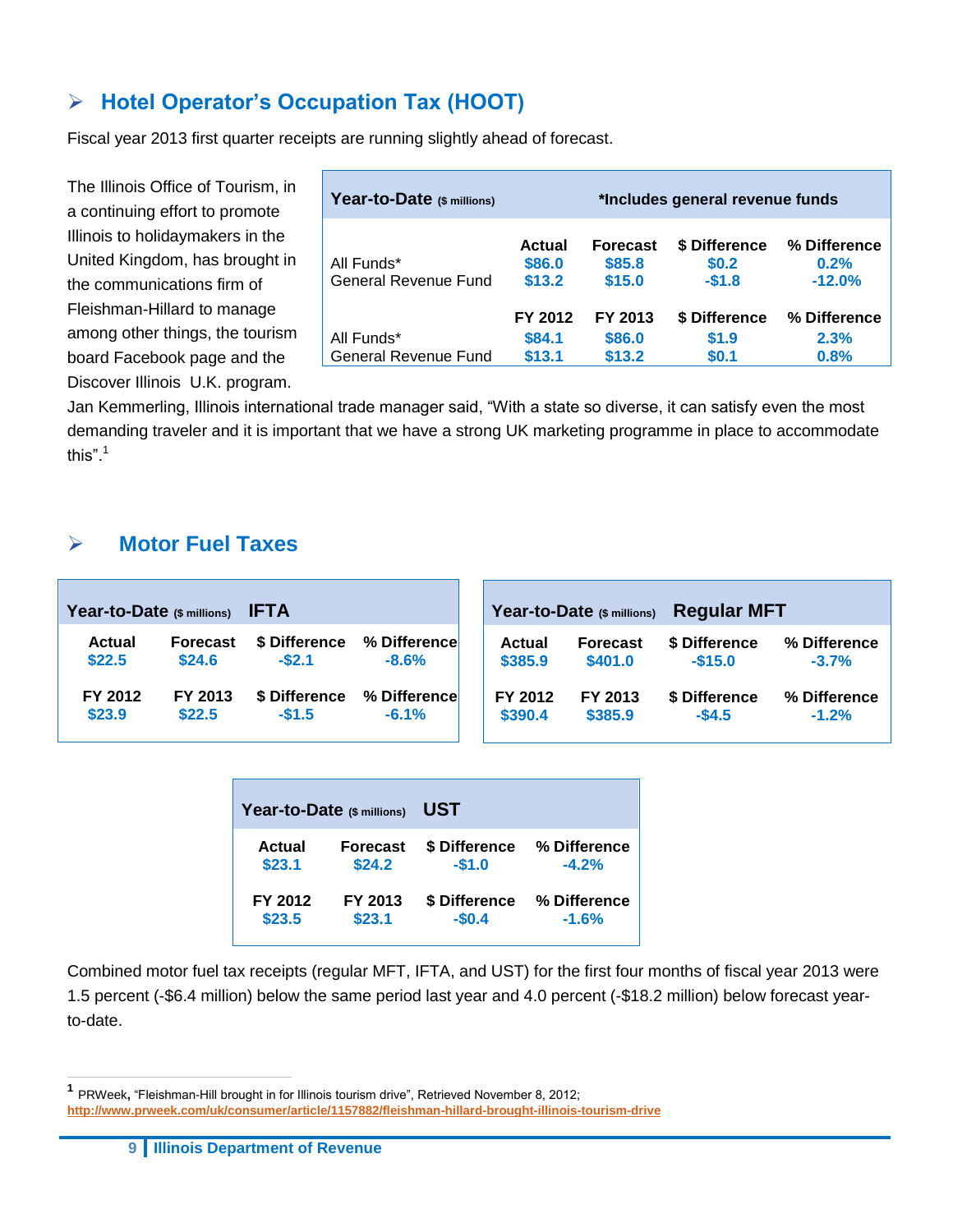## Hotel Operator's Occupation Tax (HOOT)

Fiscal year 2013 first quarter receipts are running slightly ahead of forecast.

The Illinois Office of Tourism, in a continuing effort to promote Illinois to holidaymakers in the United Kingdom, has brought in the communications firm of Fleishman-Hillard to manage among other things, the tourism board Facebook page and the Discover Illinois U.K. program.

| Year-to-Date ($ millions) | *Includes general revenue funds | | | |
|---|---|---|---|---|
| | Actual | Forecast | $ Difference | % Difference |
| All Funds* | $86.0 | $85.8 | $0.2 | 0.2% |
| General Revenue Fund | $13.2 | $15.0 | -$1.8 | -12.0% |
| | FY 2012 | FY 2013 | $ Difference | % Difference |
| All Funds* | $84.1 | $86.0 | $1.9 | 2.3% |
| General Revenue Fund | $13.1 | $13.2 | $0.1 | 0.8% |

Jan Kemmerling, Illinois international trade manager said, "With a state so diverse, it can satisfy even the most demanding traveler and it is important that we have a strong UK marketing programme in place to accommodate this".[1]

## Motor Fuel Taxes

| Year-to-Date ($ millions) IFTA | | | |
|---|---|---|---|
| Actual | Forecast | $ Difference | % Difference |
| $22.5 | $24.6 | -$2.1 | -8.6% |
| FY 2012 | FY 2013 | $ Difference | % Difference |
| $23.9 | $22.5 | -$1.5 | -6.1% |

| Year-to-Date ($ millions) Regular MFT | | | |
|---|---|---|---|
| Actual | Forecast | $ Difference | % Difference |
| $385.9 | $401.0 | -$15.0 | -3.7% |
| FY 2012 | FY 2013 | $ Difference | % Difference |
| $390.4 | $385.9 | -$4.5 | -1.2% |

| Year-to-Date ($ millions) UST | | | |
|---|---|---|---|
| Actual | Forecast | $ Difference | % Difference |
| $23.1 | $24.2 | -$1.0 | -4.2% |
| FY 2012 | FY 2013 | $ Difference | % Difference |
| $23.5 | $23.1 | -$0.4 | -1.6% |

Combined motor fuel tax receipts (regular MFT, IFTA, and UST) for the first four months of fiscal year 2013 were 1.5 percent (-$6.4 million) below the same period last year and 4.0 percent (-$18.2 million) below forecast year-to-date.

---

[1] PRWeek, "Fleishman-Hill brought in for Illinois tourism drive", Retrieved November 8, 2012; http://www.prweek.com/uk/consumer/article/1157882/fleishman-hillard-brought-illinois-tourism-drive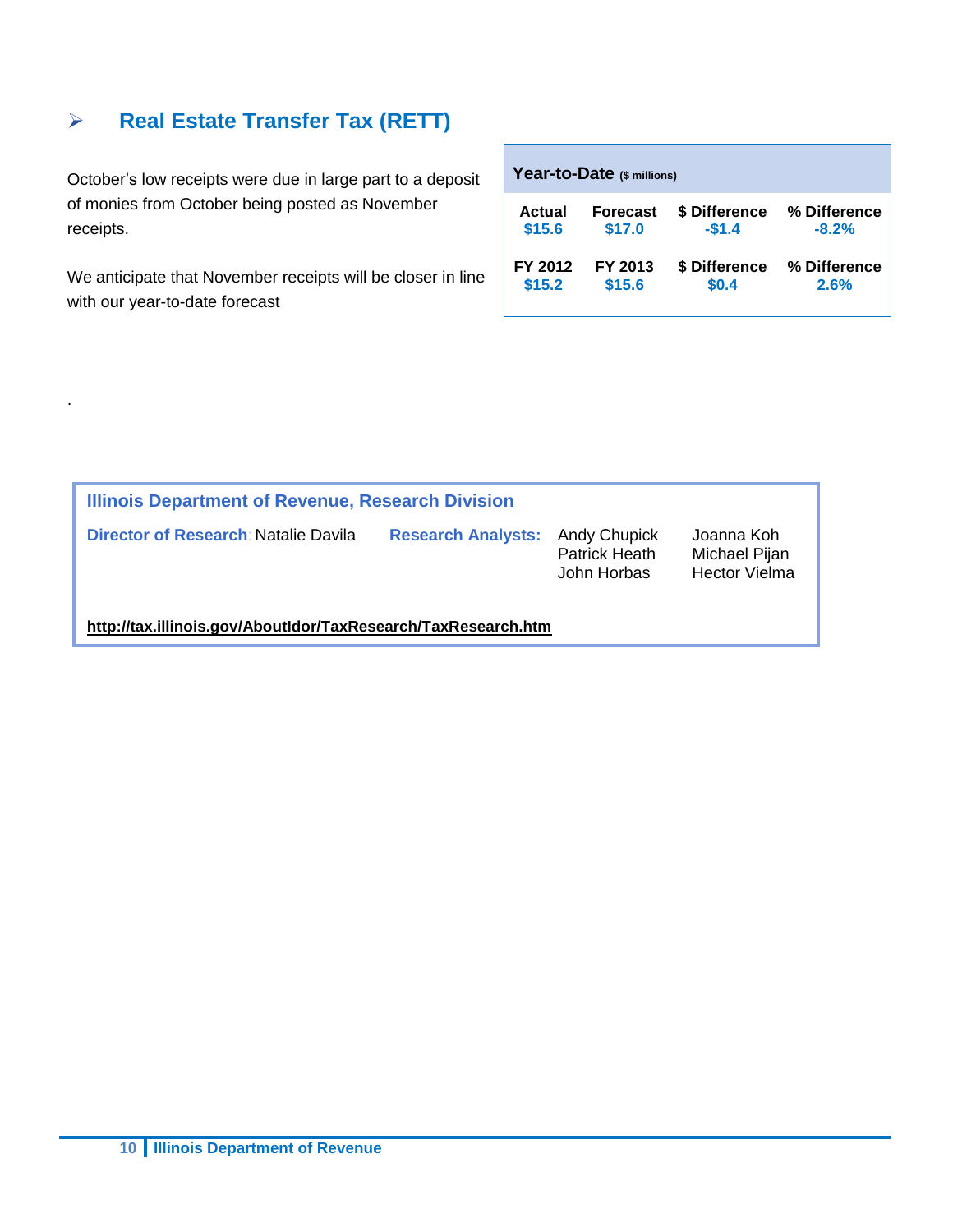## Real Estate Transfer Tax (RETT)

October's low receipts were due in large part to a deposit of monies from October being posted as November receipts.

We anticipate that November receipts will be closer in line with our year-to-date forecast

**Year-to-Date** ($ millions)

| Actual | Forecast | $ Difference | % Difference |
|---|---|---|---|
| $15.6 | $17.0 | -$1.4 | -8.2% |
| **FY 2012** | **FY 2013** | **$ Difference** | **% Difference** |
| $15.2 | $15.6 | $0.4 | 2.6% |

.

**Illinois Department of Revenue, Research Division**

**Director of Research**: Natalie Davila

**Research Analysts:** Andy Chupick, Patrick Heath, John Horbas, Joanna Koh, Michael Pijan, Hector Vielma

**http://tax.illinois.gov/AboutIdor/TaxResearch/TaxResearch.htm**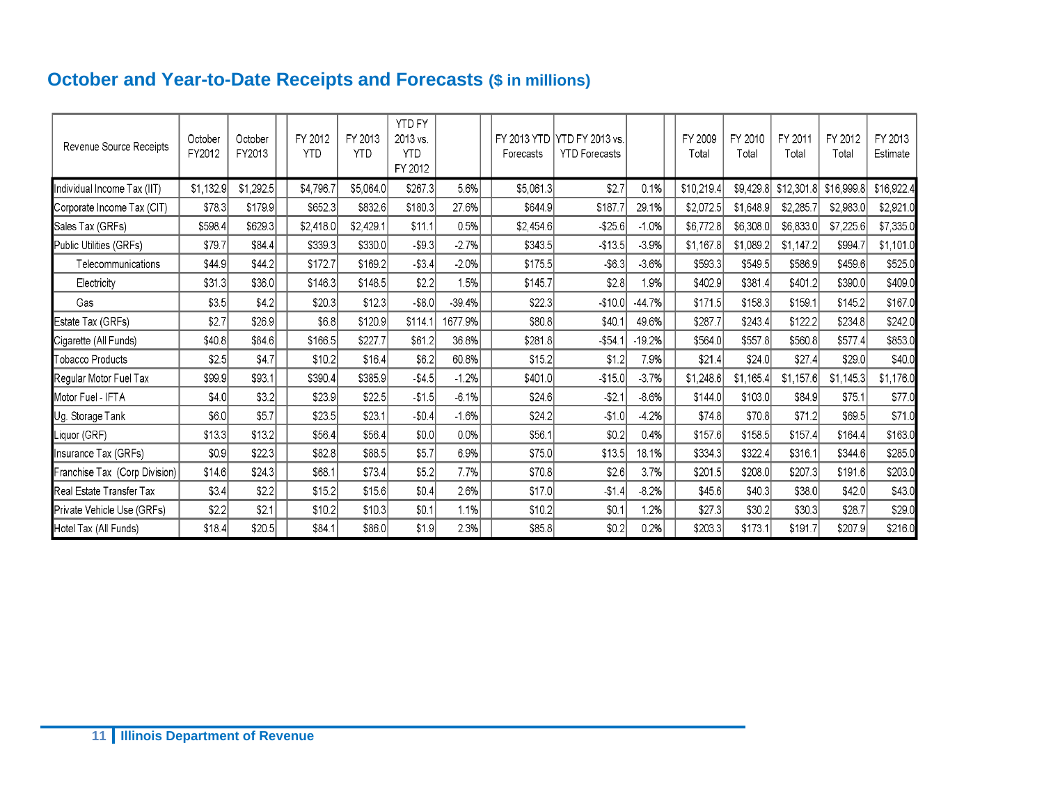## October and Year-to-Date Receipts and Forecasts **($ in millions)**

| Revenue Source Receipts | October FY2012 | October FY2013 | FY 2012 YTD | FY 2013 YTD | YTD FY 2013 vs. YTD FY 2012 | | FY 2013 YTD Forecasts | YTD FY 2013 vs. YTD Forecasts | | FY 2009 Total | FY 2010 Total | FY 2011 Total | FY 2012 Total | FY 2013 Estimate |
|---|---|---|---|---|---|---|---|---|---|---|---|---|---|---|
| Individual Income Tax (IIT) | $1,132.9 | $1,292.5 | $4,796.7 | $5,064.0 | $267.3 | 5.6% | $5,061.3 | $2.7 | 0.1% | $10,219.4 | $9,429.8 | $12,301.8 | $16,999.8 | $16,922.4 |
| Corporate Income Tax (CIT) | $78.3 | $179.9 | $652.3 | $832.6 | $180.3 | 27.6% | $644.9 | $187.7 | 29.1% | $2,072.5 | $1,648.9 | $2,285.7 | $2,983.0 | $2,921.0 |
| Sales Tax (GRFs) | $598.4 | $629.3 | $2,418.0 | $2,429.1 | $11.1 | 0.5% | $2,454.6 | -$25.6 | -1.0% | $6,772.8 | $6,308.0 | $6,833.0 | $7,225.6 | $7,335.0 |
| Public Utilities (GRFs) | $79.7 | $84.4 | $339.3 | $330.0 | -$9.3 | -2.7% | $343.5 | -$13.5 | -3.9% | $1,167.8 | $1,089.2 | $1,147.2 | $994.7 | $1,101.0 |
| Telecommunications | $44.9 | $44.2 | $172.7 | $169.2 | -$3.4 | -2.0% | $175.5 | -$6.3 | -3.6% | $593.3 | $549.5 | $586.9 | $459.6 | $525.0 |
| Electricity | $31.3 | $36.0 | $146.3 | $148.5 | $2.2 | 1.5% | $145.7 | $2.8 | 1.9% | $402.9 | $381.4 | $401.2 | $390.0 | $409.0 |
| Gas | $3.5 | $4.2 | $20.3 | $12.3 | -$8.0 | -39.4% | $22.3 | -$10.0 | -44.7% | $171.5 | $158.3 | $159.1 | $145.2 | $167.0 |
| Estate Tax (GRFs) | $2.7 | $26.9 | $6.8 | $120.9 | $114.1 | 1677.9% | $80.8 | $40.1 | 49.6% | $287.7 | $243.4 | $122.2 | $234.8 | $242.0 |
| Cigarette (All Funds) | $40.8 | $84.6 | $166.5 | $227.7 | $61.2 | 36.8% | $281.8 | -$54.1 | -19.2% | $564.0 | $557.8 | $560.8 | $577.4 | $853.0 |
| Tobacco Products | $2.5 | $4.7 | $10.2 | $16.4 | $6.2 | 60.8% | $15.2 | $1.2 | 7.9% | $21.4 | $24.0 | $27.4 | $29.0 | $40.0 |
| Regular Motor Fuel Tax | $99.9 | $93.1 | $390.4 | $385.9 | -$4.5 | -1.2% | $401.0 | -$15.0 | -3.7% | $1,248.6 | $1,165.4 | $1,157.6 | $1,145.3 | $1,176.0 |
| Motor Fuel - IFTA | $4.0 | $3.2 | $23.9 | $22.5 | -$1.5 | -6.1% | $24.6 | -$2.1 | -8.6% | $144.0 | $103.0 | $84.9 | $75.1 | $77.0 |
| Ug. Storage Tank | $6.0 | $5.7 | $23.5 | $23.1 | -$0.4 | -1.6% | $24.2 | -$1.0 | -4.2% | $74.8 | $70.8 | $71.2 | $69.5 | $71.0 |
| Liquor (GRF) | $13.3 | $13.2 | $56.4 | $56.4 | $0.0 | 0.0% | $56.1 | $0.2 | 0.4% | $157.6 | $158.5 | $157.4 | $164.4 | $163.0 |
| Insurance Tax (GRFs) | $0.9 | $22.3 | $82.8 | $88.5 | $5.7 | 6.9% | $75.0 | $13.5 | 18.1% | $334.3 | $322.4 | $316.1 | $344.6 | $285.0 |
| Franchise Tax (Corp Division) | $14.6 | $24.3 | $68.1 | $73.4 | $5.2 | 7.7% | $70.8 | $2.6 | 3.7% | $201.5 | $208.0 | $207.3 | $191.6 | $203.0 |
| Real Estate Transfer Tax | $3.4 | $2.2 | $15.2 | $15.6 | $0.4 | 2.6% | $17.0 | -$1.4 | -8.2% | $45.6 | $40.3 | $38.0 | $42.0 | $43.0 |
| Private Vehicle Use (GRFs) | $2.2 | $2.1 | $10.2 | $10.3 | $0.1 | 1.1% | $10.2 | $0.1 | 1.2% | $27.3 | $30.2 | $30.3 | $28.7 | $29.0 |
| Hotel Tax (All Funds) | $18.4 | $20.5 | $84.1 | $86.0 | $1.9 | 2.3% | $85.8 | $0.2 | 0.2% | $203.3 | $173.1 | $191.7 | $207.9 | $216.0 |